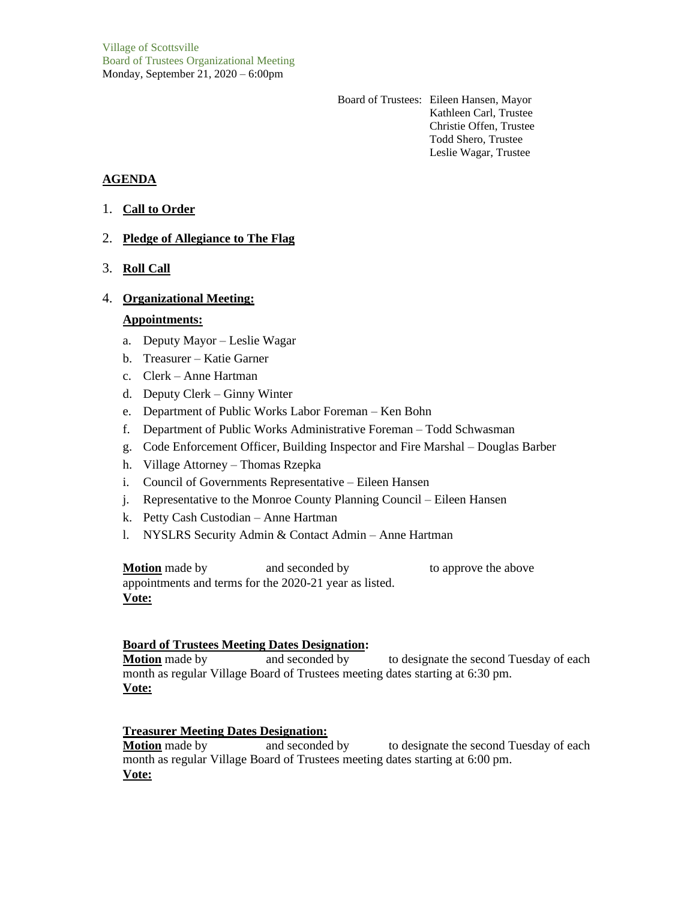Village of Scottsville
Board of Trustees Organizational Meeting
Monday, September 21, 2020 – 6:00pm

Board of Trustees: Eileen Hansen, Mayor
Kathleen Carl, Trustee
Christie Offen, Trustee
Todd Shero, Trustee
Leslie Wagar, Trustee

## AGENDA

1. **Call to Order**

2. **Pledge of Allegiance to The Flag**

3. **Roll Call**

4. **Organizational Meeting:**

   **Appointments:**

   a. Deputy Mayor – Leslie Wagar
   b. Treasurer – Katie Garner
   c. Clerk – Anne Hartman
   d. Deputy Clerk – Ginny Winter
   e. Department of Public Works Labor Foreman – Ken Bohn
   f. Department of Public Works Administrative Foreman – Todd Schwasman
   g. Code Enforcement Officer, Building Inspector and Fire Marshal – Douglas Barber
   h. Village Attorney – Thomas Rzepka
   i. Council of Governments Representative – Eileen Hansen
   j. Representative to the Monroe County Planning Council – Eileen Hansen
   k. Petty Cash Custodian – Anne Hartman
   l. NYSLRS Security Admin & Contact Admin – Anne Hartman

   **Motion** made by and seconded by to approve the above appointments and terms for the 2020-21 year as listed.
   **Vote:**

   **Board of Trustees Meeting Dates Designation:**
   **Motion** made by and seconded by to designate the second Tuesday of each month as regular Village Board of Trustees meeting dates starting at 6:30 pm.
   **Vote:**

   **Treasurer Meeting Dates Designation:**
   **Motion** made by and seconded by to designate the second Tuesday of each month as regular Village Board of Trustees meeting dates starting at 6:00 pm.
   **Vote:**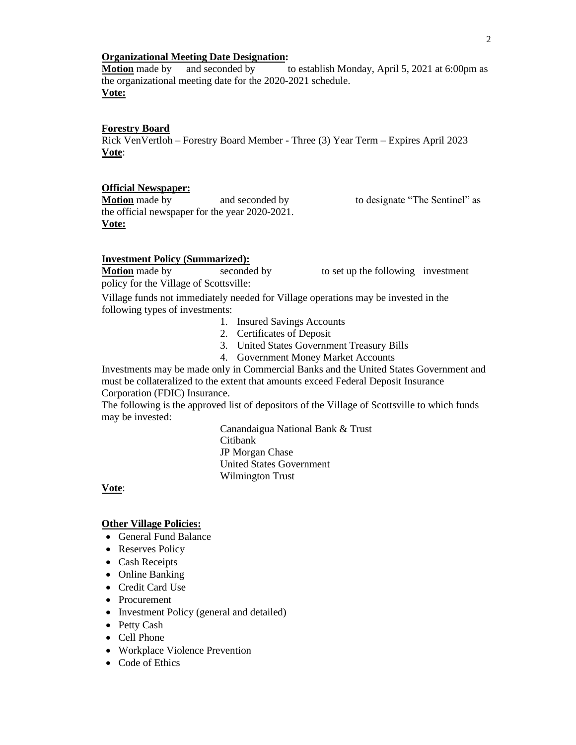**Organizational Meeting Date Designation:**

**Motion** made by and seconded by to establish Monday, April 5, 2021 at 6:00pm as the organizational meeting date for the 2020-2021 schedule.

**Vote:**

**Forestry Board**

Rick VenVertloh – Forestry Board Member - Three (3) Year Term – Expires April 2023

**Vote**:

**Official Newspaper:**

**Motion** made by and seconded by to designate "The Sentinel" as the official newspaper for the year 2020-2021.

**Vote:**

**Investment Policy (Summarized):**

**Motion** made by seconded by to set up the following investment policy for the Village of Scottsville:

Village funds not immediately needed for Village operations may be invested in the following types of investments:

1. Insured Savings Accounts
2. Certificates of Deposit
3. United States Government Treasury Bills
4. Government Money Market Accounts

Investments may be made only in Commercial Banks and the United States Government and must be collateralized to the extent that amounts exceed Federal Deposit Insurance Corporation (FDIC) Insurance.

The following is the approved list of depositors of the Village of Scottsville to which funds may be invested:

Canandaigua National Bank & Trust
Citibank
JP Morgan Chase
United States Government
Wilmington Trust

**Vote**:

**Other Village Policies:**

- General Fund Balance
- Reserves Policy
- Cash Receipts
- Online Banking
- Credit Card Use
- Procurement
- Investment Policy (general and detailed)
- Petty Cash
- Cell Phone
- Workplace Violence Prevention
- Code of Ethics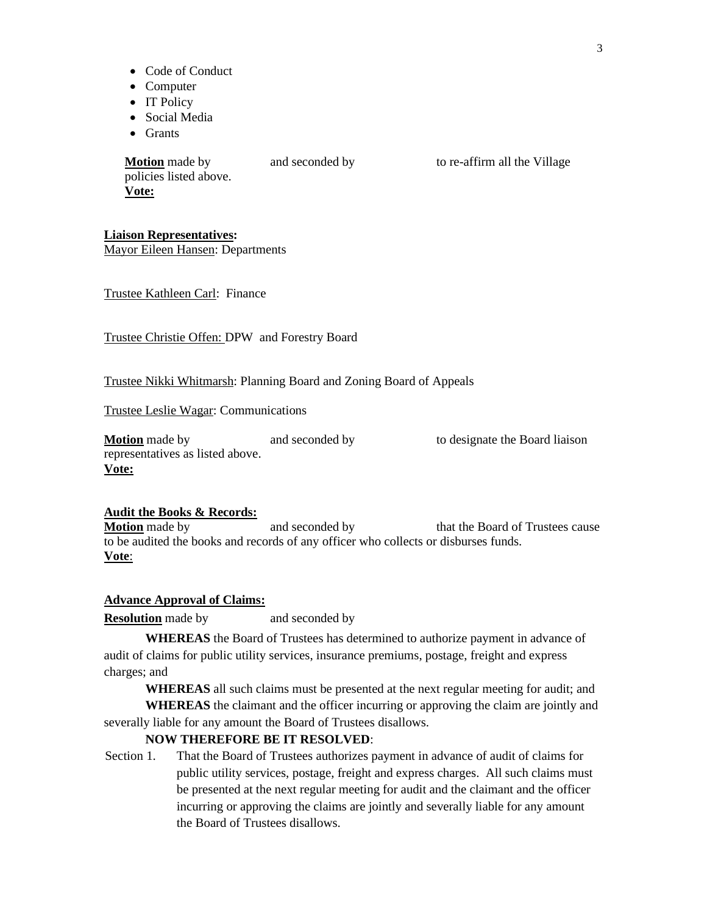- Code of Conduct
- Computer
- IT Policy
- Social Media
- Grants

**Motion** made by and seconded by to re-affirm all the Village policies listed above.
**Vote:**

**Liaison Representatives:**

Mayor Eileen Hansen: Departments

Trustee Kathleen Carl: Finance

Trustee Christie Offen: DPW and Forestry Board

Trustee Nikki Whitmarsh: Planning Board and Zoning Board of Appeals

Trustee Leslie Wagar: Communications

**Motion** made by and seconded by to designate the Board liaison representatives as listed above.
**Vote:**

**Audit the Books & Records:**

**Motion** made by and seconded by that the Board of Trustees cause to be audited the books and records of any officer who collects or disburses funds.
**Vote**:

**Advance Approval of Claims:**

**Resolution** made by and seconded by

**WHEREAS** the Board of Trustees has determined to authorize payment in advance of audit of claims for public utility services, insurance premiums, postage, freight and express charges; and

**WHEREAS** all such claims must be presented at the next regular meeting for audit; and

**WHEREAS** the claimant and the officer incurring or approving the claim are jointly and severally liable for any amount the Board of Trustees disallows.

**NOW THEREFORE BE IT RESOLVED**:

Section 1. That the Board of Trustees authorizes payment in advance of audit of claims for public utility services, postage, freight and express charges. All such claims must be presented at the next regular meeting for audit and the claimant and the officer incurring or approving the claims are jointly and severally liable for any amount the Board of Trustees disallows.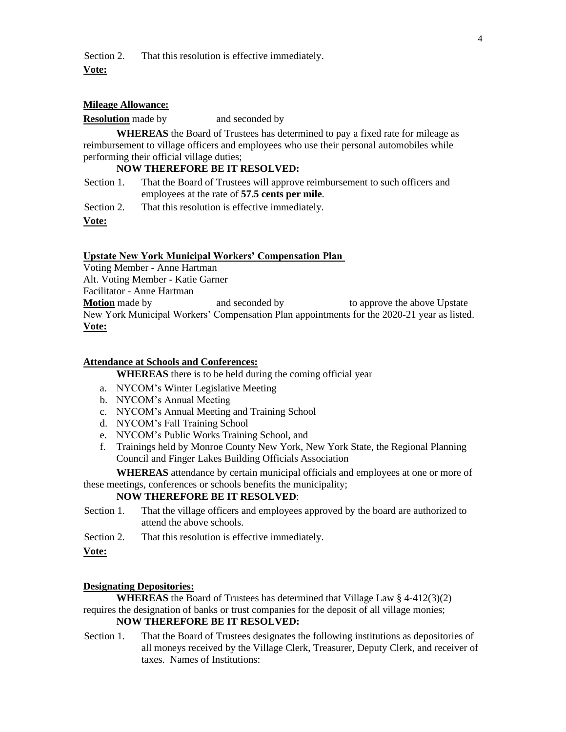Section 2. That this resolution is effective immediately.

**Vote:**

**Mileage Allowance:**

**Resolution** made by and seconded by

**WHEREAS** the Board of Trustees has determined to pay a fixed rate for mileage as reimbursement to village officers and employees who use their personal automobiles while performing their official village duties;

**NOW THEREFORE BE IT RESOLVED:**

Section 1. That the Board of Trustees will approve reimbursement to such officers and employees at the rate of **57.5 cents per mile**.

Section 2. That this resolution is effective immediately.

**Vote:**

**Upstate New York Municipal Workers' Compensation Plan**

Voting Member - Anne Hartman
Alt. Voting Member - Katie Garner
Facilitator - Anne Hartman

**Motion** made by and seconded by to approve the above Upstate New York Municipal Workers' Compensation Plan appointments for the 2020-21 year as listed.

**Vote:**

**Attendance at Schools and Conferences:**

**WHEREAS** there is to be held during the coming official year

a. NYCOM's Winter Legislative Meeting
b. NYCOM's Annual Meeting
c. NYCOM's Annual Meeting and Training School
d. NYCOM's Fall Training School
e. NYCOM's Public Works Training School, and
f. Trainings held by Monroe County New York, New York State, the Regional Planning Council and Finger Lakes Building Officials Association

**WHEREAS** attendance by certain municipal officials and employees at one or more of these meetings, conferences or schools benefits the municipality;

**NOW THEREFORE BE IT RESOLVED**:

Section 1. That the village officers and employees approved by the board are authorized to attend the above schools.

Section 2. That this resolution is effective immediately.

**Vote:**

**Designating Depositories:**

**WHEREAS** the Board of Trustees has determined that Village Law § 4-412(3)(2) requires the designation of banks or trust companies for the deposit of all village monies;

**NOW THEREFORE BE IT RESOLVED:**

Section 1. That the Board of Trustees designates the following institutions as depositories of all moneys received by the Village Clerk, Treasurer, Deputy Clerk, and receiver of taxes. Names of Institutions: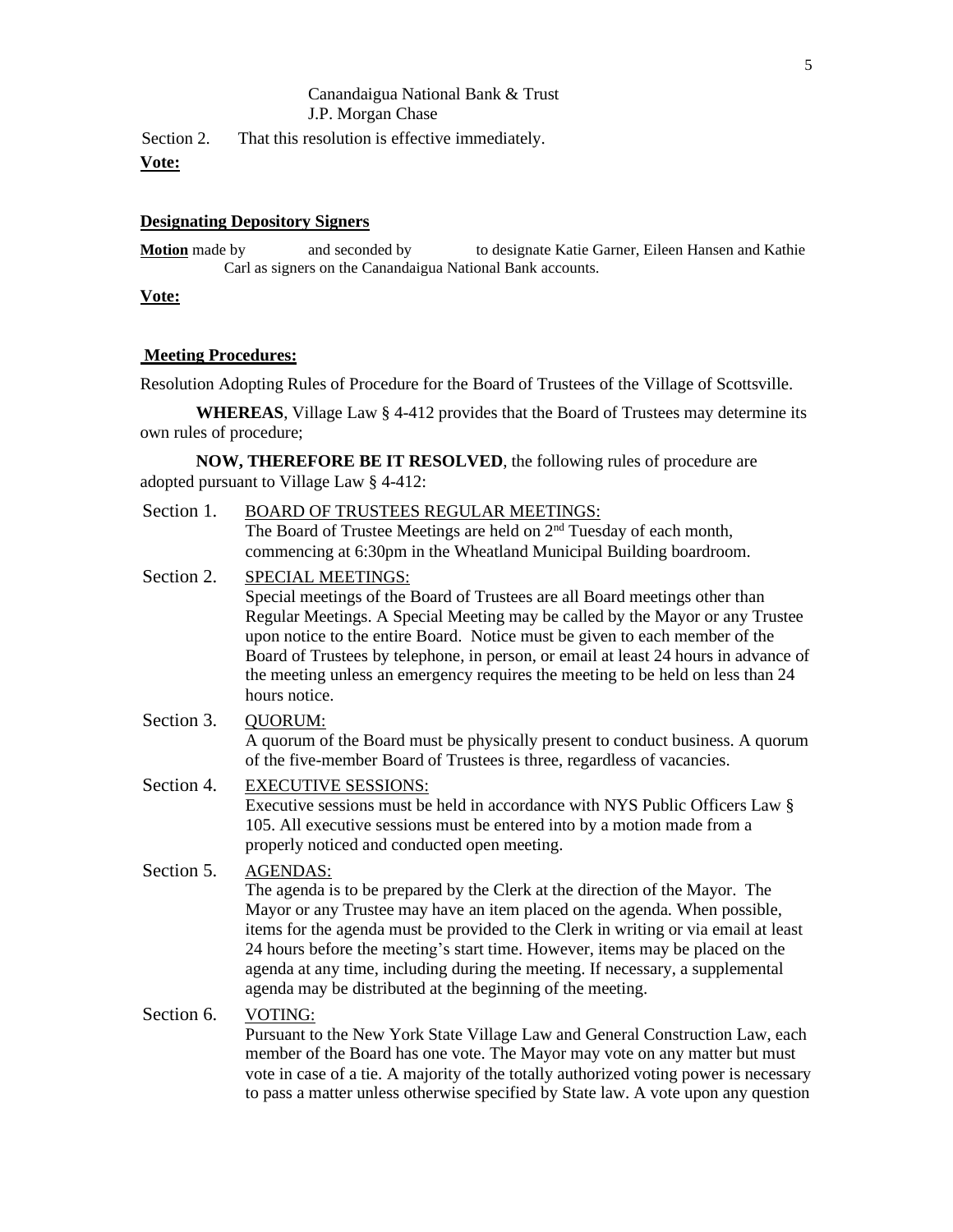Canandaigua National Bank & Trust
J.P. Morgan Chase

Section 2. That this resolution is effective immediately.

**Vote:**

**Designating Depository Signers**

**Motion** made by and seconded by to designate Katie Garner, Eileen Hansen and Kathie Carl as signers on the Canandaigua National Bank accounts.

**Vote:**

**Meeting Procedures:**

Resolution Adopting Rules of Procedure for the Board of Trustees of the Village of Scottsville.

**WHEREAS**, Village Law § 4-412 provides that the Board of Trustees may determine its own rules of procedure;

**NOW, THEREFORE BE IT RESOLVED**, the following rules of procedure are adopted pursuant to Village Law § 4-412:

Section 1. BOARD OF TRUSTEES REGULAR MEETINGS:
The Board of Trustee Meetings are held on 2nd Tuesday of each month, commencing at 6:30pm in the Wheatland Municipal Building boardroom.

Section 2. SPECIAL MEETINGS:
Special meetings of the Board of Trustees are all Board meetings other than Regular Meetings. A Special Meeting may be called by the Mayor or any Trustee upon notice to the entire Board. Notice must be given to each member of the Board of Trustees by telephone, in person, or email at least 24 hours in advance of the meeting unless an emergency requires the meeting to be held on less than 24 hours notice.

Section 3. QUORUM:
A quorum of the Board must be physically present to conduct business. A quorum of the five-member Board of Trustees is three, regardless of vacancies.

Section 4. EXECUTIVE SESSIONS:
Executive sessions must be held in accordance with NYS Public Officers Law § 105. All executive sessions must be entered into by a motion made from a properly noticed and conducted open meeting.

Section 5. AGENDAS:
The agenda is to be prepared by the Clerk at the direction of the Mayor. The Mayor or any Trustee may have an item placed on the agenda. When possible, items for the agenda must be provided to the Clerk in writing or via email at least 24 hours before the meeting's start time. However, items may be placed on the agenda at any time, including during the meeting. If necessary, a supplemental agenda may be distributed at the beginning of the meeting.

Section 6. VOTING:
Pursuant to the New York State Village Law and General Construction Law, each member of the Board has one vote. The Mayor may vote on any matter but must vote in case of a tie. A majority of the totally authorized voting power is necessary to pass a matter unless otherwise specified by State law. A vote upon any question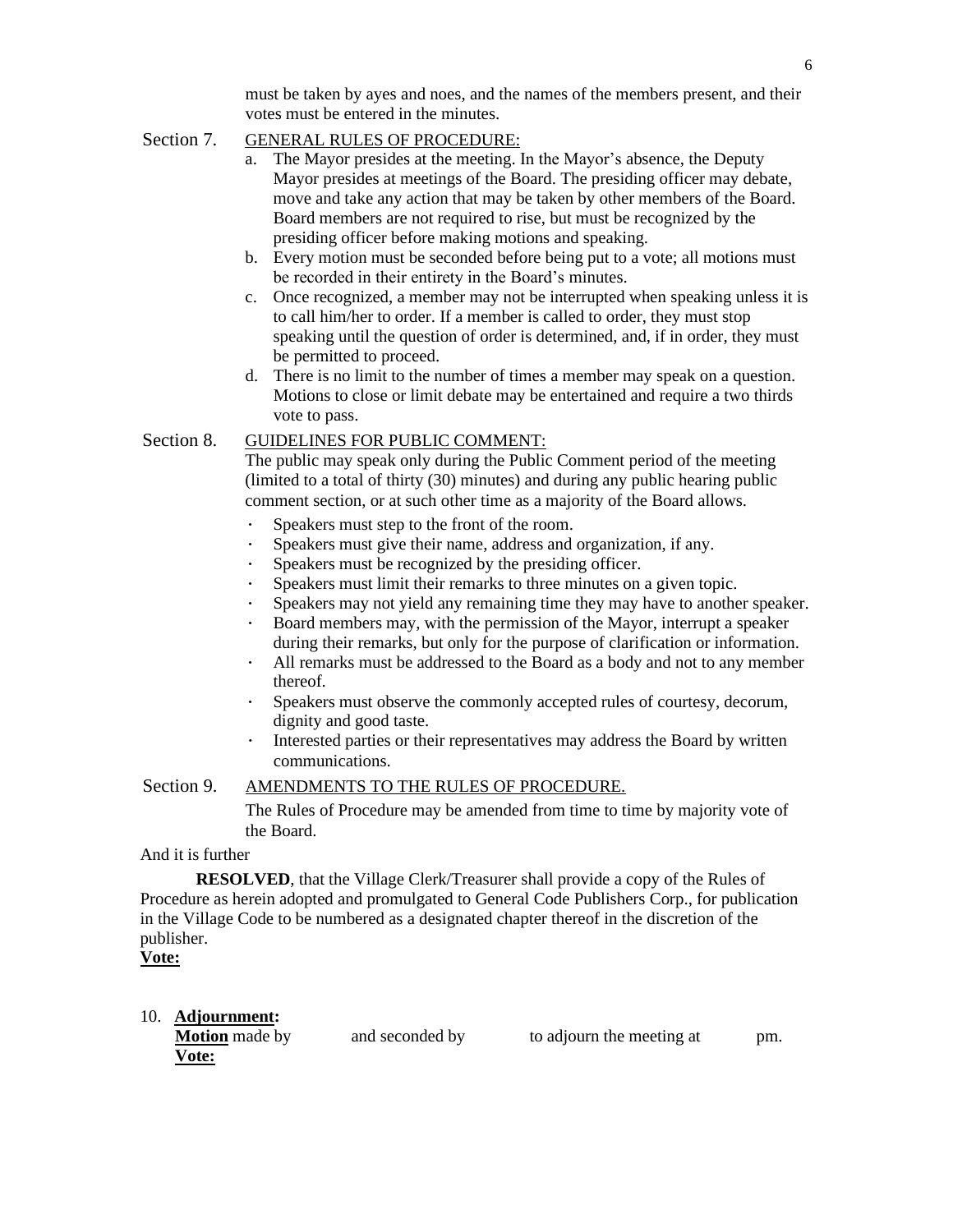must be taken by ayes and noes, and the names of the members present, and their votes must be entered in the minutes.

Section 7. <u>GENERAL RULES OF PROCEDURE:</u>

a. The Mayor presides at the meeting. In the Mayor's absence, the Deputy Mayor presides at meetings of the Board. The presiding officer may debate, move and take any action that may be taken by other members of the Board. Board members are not required to rise, but must be recognized by the presiding officer before making motions and speaking.
b. Every motion must be seconded before being put to a vote; all motions must be recorded in their entirety in the Board's minutes.
c. Once recognized, a member may not be interrupted when speaking unless it is to call him/her to order. If a member is called to order, they must stop speaking until the question of order is determined, and, if in order, they must be permitted to proceed.
d. There is no limit to the number of times a member may speak on a question. Motions to close or limit debate may be entertained and require a two thirds vote to pass.

Section 8. <u>GUIDELINES FOR PUBLIC COMMENT:</u>

The public may speak only during the Public Comment period of the meeting (limited to a total of thirty (30) minutes) and during any public hearing public comment section, or at such other time as a majority of the Board allows.

- Speakers must step to the front of the room.
- Speakers must give their name, address and organization, if any.
- Speakers must be recognized by the presiding officer.
- Speakers must limit their remarks to three minutes on a given topic.
- Speakers may not yield any remaining time they may have to another speaker.
- Board members may, with the permission of the Mayor, interrupt a speaker during their remarks, but only for the purpose of clarification or information.
- All remarks must be addressed to the Board as a body and not to any member thereof.
- Speakers must observe the commonly accepted rules of courtesy, decorum, dignity and good taste.
- Interested parties or their representatives may address the Board by written communications.

Section 9. <u>AMENDMENTS TO THE RULES OF PROCEDURE.</u>

The Rules of Procedure may be amended from time to time by majority vote of the Board.

And it is further

**RESOLVED**, that the Village Clerk/Treasurer shall provide a copy of the Rules of Procedure as herein adopted and promulgated to General Code Publishers Corp., for publication in the Village Code to be numbered as a designated chapter thereof in the discretion of the publisher.

**<u>Vote:</u>**

10. **<u>Adjournment</u>:**
    **<u>Motion</u>** made by and seconded by to adjourn the meeting at pm.
    **<u>Vote:</u>**